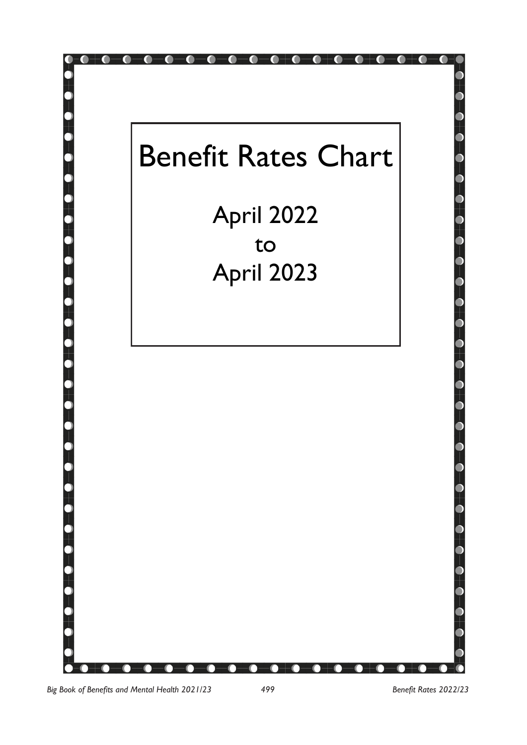# Benefit Rates Chart

April 2022
to
April 2023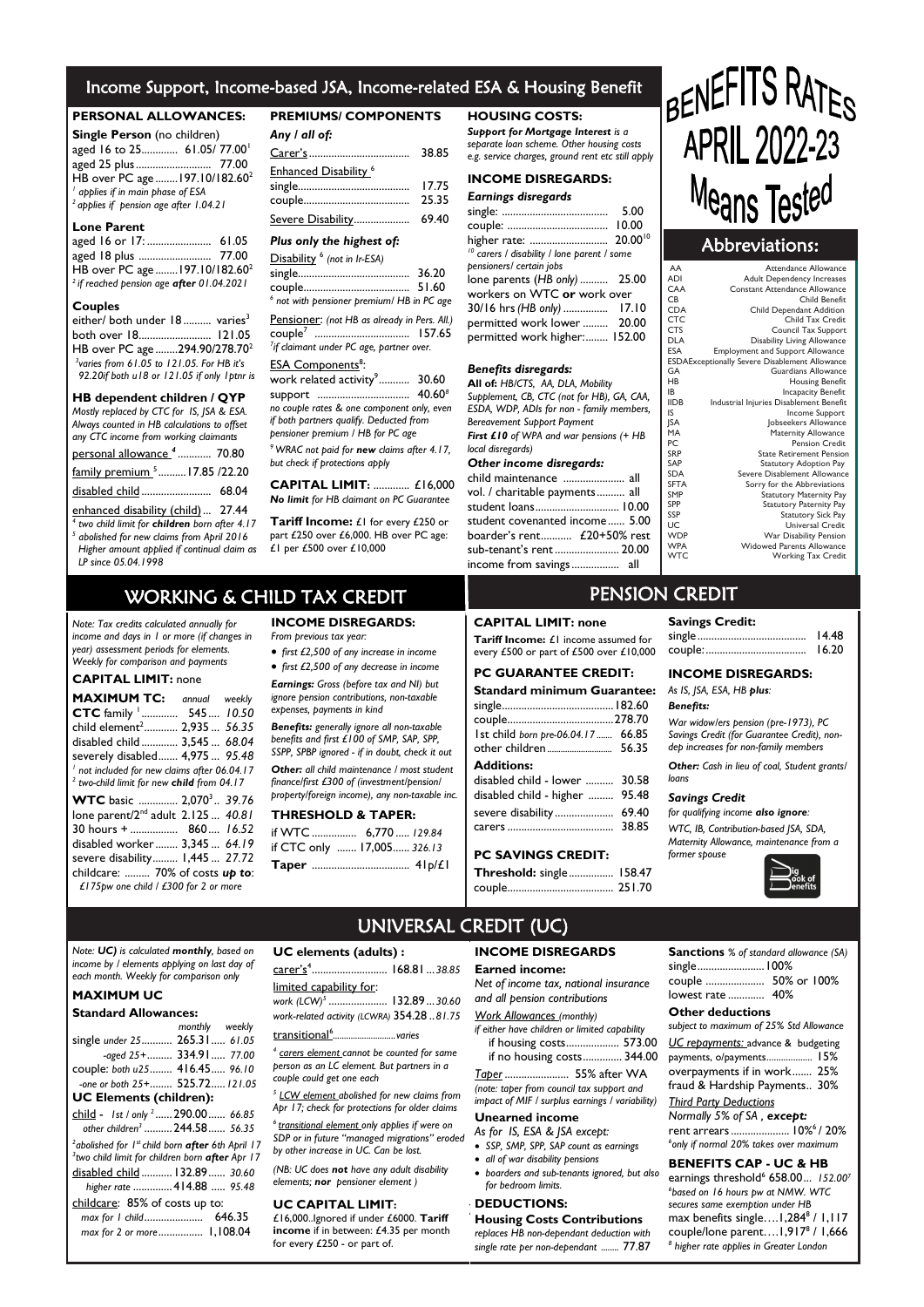# BENEFITS RATES APRIL 2022-23 Means Tested

## Income Support, Income-based JSA, Income-related ESA & Housing Benefit

### PERSONAL ALLOWANCES:

**Single Person** (no children)

| | |
|---|---|
| aged 16 to 25 | 61.05/ 77.00[1] |
| aged 25 plus | 77.00 |
| HB over PC age | 197.10/182.60[2] |

*[1] applies if in main phase of ESA*
*[2] applies if pension age after 1.04.21*

**Lone Parent**

| | |
|---|---|
| aged 16 or 17: | 61.05 |
| aged 18 plus | 77.00 |
| HB over PC age | 197.10/182.60[2] |

*[2] if reached pension age **after** 01.04.2021*

**Couples**

| | |
|---|---|
| either/ both under 18 | varies[3] |
| both over 18 | 121.05 |
| HB over PC age | 294.90/278.70[2] |

*[3] varies from 61.05 to 121.05. For HB it's 92.20if both u18 or 121.05 if only 1ptnr is*

**HB dependent children / QYP**

*Mostly replaced by CTC for IS, JSA & ESA. Always counted in HB calculations to offset any CTC income from working claimants*

| | |
|---|---|
| personal allowance [4] | 70.80 |
| family premium [5] | 17.85 /22.20 |
| disabled child | 68.04 |
| enhanced disability (child) | 27.44 |

*[4] two child limit for **children** born after 4.17*
*[5] abolished for new claims from April 2016 Higher amount applied if continual claim as LP since 05.04.1998*

### PREMIUMS/ COMPONENTS

***Any / all of:***

| | |
|---|---|
| Carer's | 38.85 |
| Enhanced Disability [6] | |
| single | 17.75 |
| couple | 25.35 |
| Severe Disability | 69.40 |

***Plus only the highest of:***

| | |
|---|---|
| Disability [6] *(not in Ir-ESA)* | |
| single | 36.20 |
| couple | 51.60 |

*[6] not with pensioner premium/ HB in PC age*

| | |
|---|---|
| Pensioner: *(not HB as already in Pers. All.)* | |
| couple[7] | 157.65 |

*[7] if claimant under PC age, partner over.*

| | |
|---|---|
| ESA Components[8]: | |
| work related activity[9] | 30.60 |
| support | 40.60[8] |

*no couple rates & one component only, even if both partners qualify. Deducted from pensioner premium / HB for PC age*

*[9] WRAC not paid for **new** claims after 4.17, but check if protections apply*

**CAPITAL LIMIT:** £16,000
***No limit** for HB claimant on PC Guarantee*

**Tariff Income:** £1 for every £250 or part £250 over £6,000. HB over PC age: £1 per £500 over £10,000

### HOUSING COSTS:

***Support for Mortgage Interest** is a separate loan scheme. Other housing costs e.g. service charges, ground rent etc still apply*

### INCOME DISREGARDS:

***Earnings disregards***

| | |
|---|---|
| single: | 5.00 |
| couple: | 10.00 |
| higher rate: | 20.00[10] |

*[10] carers / disability / lone parent / some pensioners/ certain jobs*

| | |
|---|---|
| lone parents (*HB only*) | 25.00 |
| workers on WTC **or** work over 30/16 hrs *(HB only)* | 17.10 |
| permitted work lower | 20.00 |
| permitted work higher: | 152.00 |

***Benefits disregards:***

**All of:** *HB/CTS, AA, DLA, Mobility Supplement, CB, CTC (not for HB), GA, CAA, ESDA, WDP, ADIs for non - family members, Bereavement Support Payment*

***First £10** of WPA and war pensions (+ HB local disregards)*

***Other income disregards:***

| | |
|---|---|
| child maintenance | all |
| vol. / charitable payments | all |
| student loans | 10.00 |
| student covenanted income | 5.00 |
| boarder's rent | £20+50% rest |
| sub-tenant's rent | 20.00 |
| income from savings | all |

## Abbreviations:

| | |
|---|---|
| AA | Attendance Allowance |
| ADI | Adult Dependency Increases |
| CAA | Constant Attendance Allowance |
| CB | Child Benefit |
| CDA | Child Dependant Addition |
| CTC | Child Tax Credit |
| CTS | Council Tax Support |
| DLA | Disability Living Allowance |
| ESA | Employment and Support Allowance |
| ESDA | Exceptionally Severe Disablement Allowance |
| GA | Guardians Allowance |
| HB | Housing Benefit |
| IB | Incapacity Benefit |
| IIDB | Industrial Injuries Disablement Benefit |
| IS | Income Support |
| JSA | Jobseekers Allowance |
| MA | Maternity Allowance |
| PC | Pension Credit |
| SRP | State Retirement Pension |
| SAP | Statutory Adoption Pay |
| SDA | Severe Disablement Allowance |
| SFTA | Sorry for the Abbreviations |
| SMP | Statutory Maternity Pay |
| SPP | Statutory Paternity Pay |
| SSP | Statutory Sick Pay |
| UC | Universal Credit |
| WDP | War Disability Pension |
| WPA | Widowed Parents Allowance |
| WTC | Working Tax Credit |

## WORKING & CHILD TAX CREDIT

*Note: Tax credits calculated annually for income and days in 1 or more (if changes in year) assessment periods for elements. Weekly for comparison and payments*

### CAPITAL LIMIT: none

| **MAXIMUM TC:** | *annual* | *weekly* |
|---|---|---|
| **CTC** family [1] | 545 | *10.50* |
| child element[2] | 2,935 | *56.35* |
| disabled child | 3,545 | *68.04* |
| severely disabled | 4,975 | *95.48* |
| **WTC** basic | 2,070[3] | *39.76* |
| lone parent/2nd adult | 2,125 | *40.81* |
| 30 hours + | 860 | *16.52* |
| disabled worker | 3,345 | *64.19* |
| severe disability | 1,445 | *27.72* |

*[1] not included for new claims after 06.04.17*
*[2] two-child limit for new **child** from 04.17*

childcare: 70% of costs ***up to***: *£175pw one child / £300 for 2 or more*

### INCOME DISREGARDS:

*From previous tax year:*

- *first £2,500 of any increase in income*
- *first £2,500 of any decrease in income*

***Earnings:** Gross (before tax and NI) but ignore pension contributions, non-taxable expenses, payments in kind*

***Benefits:** generally ignore all non-taxable benefits and first £100 of SMP, SAP, SPP, SSPP, SPBP ignored - if in doubt, check it out*

***Other:** all child maintenance / most student finance/first £300 of (investment/pension/ property/foreign income), any non-taxable inc.*

### THRESHOLD & TAPER:

| | | |
|---|---|---|
| if WTC | 6,770 | *129.84* |
| if CTC only | 17,005 | *326.13* |
| **Taper** | | 41p/£1 |

## PENSION CREDIT

### CAPITAL LIMIT: none

**Tariff Income:** £1 income assumed for every £500 or part of £500 over £10,000

### PC GUARANTEE CREDIT:

**Standard minimum Guarantee:**

| | |
|---|---|
| single | 182.60 |
| couple | 278.70 |
| 1st child *born pre-06.04.17* | 66.85 |
| other children | 56.35 |

**Additions:**

| | |
|---|---|
| disabled child - lower | 30.58 |
| disabled child - higher | 95.48 |
| severe disability | 69.40 |
| carers | 38.85 |

### PC SAVINGS CREDIT:

| | |
|---|---|
| **Threshold:** single | 158.47 |
| couple | 251.70 |

**Savings Credit:**

| | |
|---|---|
| single | 14.48 |
| couple: | 16.20 |

### INCOME DISREGARDS:

*As IS, JSA, ESA, HB **plus**:*

***Benefits:***

*War widow/ers pension (pre-1973), PC Savings Credit (for Guarantee Credit), non-dep increases for non-family members*

***Other:** Cash in lieu of coal, Student grants/ loans*

***Savings Credit***

*for qualifying income **also ignore**:*

*WTC, IB, Contribution-based JSA, SDA, Maternity Allowance, maintenance from a former spouse*

## UNIVERSAL CREDIT (UC)

*Note: **UC)** is calculated **monthly**, based on income by / elements applying on last day of each month. Weekly for comparison only*

### MAXIMUM UC

**Standard Allowances:**

| | *monthly* | *weekly* |
|---|---|---|
| single *under 25* | 265.31 | *61.05* |
| *-aged 25+* | 334.91 | *77.00* |
| couple: *both u25* | 416.45 | *96.10* |
| *-one or both 25+* | 525.72 | *121.05* |

**UC Elements (children):**

| | | |
|---|---|---|
| child - *1st / only [2]* | 290.00 | *66.85* |
| *other children[3]* | 244.58 | *56.35* |

*[2] abolished for 1st child born **after** 6th April 17*
*[3] two child limit for children born **after** Apr 17*

| | | |
|---|---|---|
| disabled child | 132.89 | *30.60* |
| *higher rate* | 414.88 | *95.48* |

childcare: 85% of costs up to:

| | |
|---|---|
| *max for 1 child* | 646.35 |
| *max for 2 or more* | 1,108.04 |

### UC elements (adults) :

| | | |
|---|---|---|
| carer's[4] | 168.81 | *38.85* |
| limited capability for: | | |
| *work (LCW)[5]* | 132.89 | *30.60* |
| *work-related activity (LCWRA)* | 354.28 | *81.75* |
| transitional[6] | | *varies* |

*[4] carers element cannot be counted for same person as an LC element. But partners in a couple could get one each*

*[5] LCW element abolished for new claims from Apr 17; check for protections for older claims*

*[6] transitional element only applies if were on SDP or in future "managed migrations" eroded by other increase in UC. Can be lost.*

*(NB: UC does **not** have any adult disability elements; **nor** pensioner element )*

### UC CAPITAL LIMIT:

£16,000..Ignored if under £6000. **Tariff income** if in between: £4.35 per month for every £250 - or part of.

### INCOME DISREGARDS

**Earned income:**

*Net of income tax, national insurance and all pension contributions*

*Work Allowances (monthly)*

*if either have children or limited capability*

| | |
|---|---|
| if housing costs | 573.00 |
| if no housing costs | 344.00 |

*Taper* ........ 55% after WA

*(note: taper from council tax support and impact of MIF / surplus earnings / variability)*

**Unearned income**

*As for IS, ESA & JSA except:*

- *SSP, SMP, SPP, SAP count as earnings*
- *all of war disability pensions*
- *boarders and sub-tenants ignored, but also for bedroom limits.*

### DEDUCTIONS:

**Housing Costs Contributions**

*replaces HB non-dependant deduction with single rate per non-dependant* ........ 77.87

**Sanctions** *% of standard allowance (SA)*

| | |
|---|---|
| single | 100% |
| couple | 50% or 100% |
| lowest rate | 40% |

**Other deductions**

*subject to maximum of 25% Std Allowance*

| | |
|---|---|
| *UC repayments:* advance & budgeting payments, o/payments | 15% |
| overpayments if in work | 25% |
| fraud & Hardship Payments | 30% |

*Third Party Deductions*

*Normally 5% of SA , **except:***

rent arrears ........ 10%[6] / 20%

*[6] only if normal 20% takes over maximum*

### BENEFITS CAP - UC & HB

earnings threshold[6] 658.00... *152.00[7]*

*[6] based on 16 hours pw at NMW. WTC secures same exemption under HB*

max benefits single....1,284[8] / 1,117

couple/lone parent....1,917[8] / 1,666

*[8] higher rate applies in Greater London*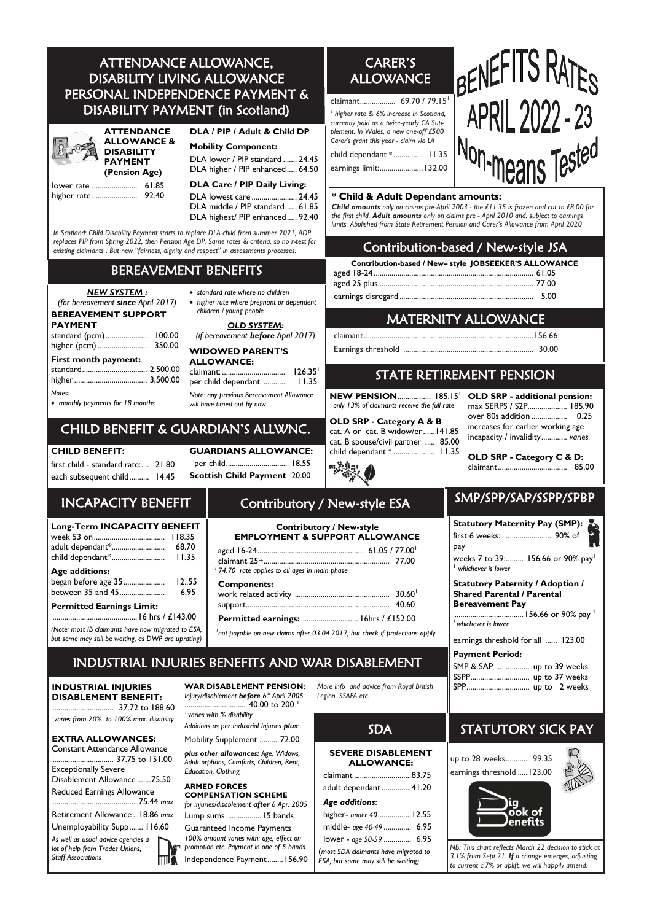# BENEFITS RATES APRIL 2022 - 23 Non-means Tested

## ATTENDANCE ALLOWANCE, DISABILITY LIVING ALLOWANCE PERSONAL INDEPENDENCE PAYMENT & DISABILITY PAYMENT (in Scotland)

**ATTENDANCE ALLOWANCE & DISABILITY PAYMENT (Pension Age)**

| | |
|---|---|
| lower rate | 61.85 |
| higher rate | 92.40 |

**DLA / PIP / Adult & Child DP**

**Mobility Component:**

| | |
|---|---|
| DLA lower / PIP standard | 24.45 |
| DLA higher / PIP enhanced | 64.50 |

**DLA Care / PIP Daily Living:**

| | |
|---|---|
| DLA lowest care | 24.45 |
| DLA middle / PIP standard | 61.85 |
| DLA highest/ PIP enhanced | 92.40 |

*In Scotland: Child Disability Payment starts to replace DLA child from summer 2021, ADP replaces PIP from Spring 2022, then Pension Age DP. Same rates & criteria, so no r-test for existing claimants . But new "fairness, dignity and respect" in assessments processes.*

## CARER'S ALLOWANCE

| | |
|---|---|
| claimant | 69.70 / 79.15[1] |
| child dependant * | 11.35 |
| earnings limit: | 132.00 |

*[1] higher rate & 6% increase in Scotland, currently paid as a twice-yearly CA Supplement. In Wales, a new one-off £500 Carer's grant this year - claim via LA*

**\* Child & Adult Dependant amounts:**

*Child amounts only on claims pre-April 2003 - the £11.35 is frozen and cut to £8.00 for the first child. Adult amounts only on claims pre - April 2010 and. subject to earnings limits. Abolished from State Retirement Pension and Carer's Allowance from April 2020*

## BEREAVEMENT BENEFITS

***NEW SYSTEM :***
*(for bereavement **since** April 2017)*

**BEREAVEMENT SUPPORT PAYMENT**

| | |
|---|---|
| standard (pcm) | 100.00 |
| higher (pcm) | 350.00 |

**First month payment:**

| | |
|---|---|
| standard | 2,500.00 |
| higher | 3,500.00 |

*Notes:*

- *monthly payments for 18 months*
- *standard rate where no children*
- *higher rate where pregnant or dependent children / young people*

***OLD SYSTEM:***
*(if bereavement **before** April 2017)*

**WIDOWED PARENT'S ALLOWANCE:**

| | |
|---|---|
| claimant: | 126.35[1] |
| per child dependant | 11.35 |

*Note: any previous Bereavement Allowance will have timed out by now*

## Contribution-based / New-style JSA

**Contribution-based / New– style JOBSEEKER'S ALLOWANCE**

| | |
|---|---|
| aged 18-24 | 61.05 |
| aged 25 plus | 77.00 |
| earnings disregard | 5.00 |

## MATERNITY ALLOWANCE

| | |
|---|---|
| claimant | 156.66 |
| Earnings threshold | 30.00 |

## STATE RETIREMENT PENSION

**NEW PENSION** ................. 185.15[1]
*[1] only 13% of claimants receive the full rate*

**OLD SRP - Category A & B**

| | |
|---|---|
| cat. A or cat. B widow/er | 141.85 |
| cat. B spouse/civil partner | 85.00 |
| child dependant * | 11.35 |

**OLD SRP - additional pension:**

| | |
|---|---|
| max SERPS / S2P | 185.90 |
| over 80s addition | 0.25 |
| increases for earlier working age incapacity / invalidity | *varies* |

**OLD SRP - Category C & D:**

| | |
|---|---|
| claimant | 85.00 |

## CHILD BENEFIT & GUARDIAN'S ALLWNC.

**CHILD BENEFIT:**

| | |
|---|---|
| first child - standard rate: | 21.80 |
| each subsequent child | 14.45 |

**GUARDIANS ALLOWANCE:**

| | |
|---|---|
| per child | 18.55 |
| **Scottish Child Payment** | 20.00 |

## INCAPACITY BENEFIT

**Long-Term INCAPACITY BENEFIT**

| | |
|---|---|
| week 53 on | 118.35 |
| adult dependant* | 68.70 |
| child dependant* | 11.35 |

**Age additions:**

| | |
|---|---|
| began before age 35 | 12..55 |
| between 35 and 45 | 6.95 |

**Permitted Earnings Limit:**

................................16 hrs / £143.00

*(Note: most IB claimants have now migrated to ESA, but some may still be waiting, as DWP are uprating)*

## Contributory / New-style ESA

**Contributory / New-style EMPLOYMENT & SUPPORT ALLOWANCE**

| | |
|---|---|
| aged 16-24 | 61.05 / 77.00[1] |
| claimant 25+ | 77.00 |

*[1] 74.70 rate applies to all ages in main phase*

**Components:**

| | |
|---|---|
| work related activity | 30.60[1] |
| support | 40.60 |

**Permitted earnings:** ........................... 16hrs / £152.00

*[1] not payable on new claims after 03.04.2017, but check if protections apply*

## SMP/SPP/SAP/SSPP/SPBP

**Statutory Maternity Pay (SMP):**

first 6 weeks: ......................... 90% of pay

weeks 7 to 39:......... 156.66 or 90% pay[1]

*[1] whichever is lower*

**Statutory Paternity / Adoption / Shared Parental / Parental Bereavement Pay**

..................................156.66 or 90% pay [2]

*[2] whichever is lower*

earnings threshold for all ...... 123.00

**Payment Period:**

| | |
|---|---|
| SMP & SAP | up to 39 weeks |
| SSPP | up to 37 weeks |
| SPP | up to 2 weeks |

## INDUSTRIAL INJURIES BENEFITS AND WAR DISABLEMENT

**INDUSTRIAL INJURIES DISABLEMENT BENEFIT:**

............................... 37.72 to 188.60[1]

*[1] varies from 20% to 100% max. disability*

**EXTRA ALLOWANCES:**

| | |
|---|---|
| Constant Attendance Allowance | 37.75 to 151.00 |
| Exceptionally Severe Disablement Allowance | 75.50 |
| Reduced Earnings Allowance | 75.44 *max* |
| Retirement Allowance | 18.86 *max* |
| Unemployability Supp | 116.60 |

*As well as usual advice agencies a lot of help from Trades Unions, Staff Associations*

**WAR DISABLEMENT PENSION:**
*Injury/disablement **before** 6th April 2005*

............................... 40.00 to 200 [1]

*[1] varies with % disability.*

*Additions as per Industrial Injuries **plus**:*

Mobility Supplement ......... 72.00

***plus other allowances:** Age, Widows, Adult orphans, Comforts, Children, Rent, Education, Clothing,*

**ARMED FORCES COMPENSATION SCHEME**
*for injuries/disablement **after** 6 Apr. 2005*

Lump sums .................15 bands

Guaranteed Income Payments

*100% amount varies with: age, effect on promotion etc. Payment in one of 5 bands*

Independence Payment........156.90

*More info and advice from Royal British Legion, SSAFA etc.*

## SDA

**SEVERE DISABLEMENT ALLOWANCE:**

| | |
|---|---|
| claimant | 83.75 |
| adult dependant | 41.20 |

*Age additions*:

| | |
|---|---|
| higher- *under 40* | 12.55 |
| middle- *age 40-49* | 6.95 |
| lower - *age 50-59* | 6.95 |

(*most SDA claimants have migrated to ESA, but some may still be waiting)*

## STATUTORY SICK PAY

| | |
|---|---|
| up to 28 weeks | 99.35 |
| earnings threshold | 123.00 |

Big Book of Benefits

*NB: This chart reflects March 22 decision to stick at 3.1% from Sept.21. **If** a change emerges, adjusting to current c.7% or uplift, we will happily amend.*